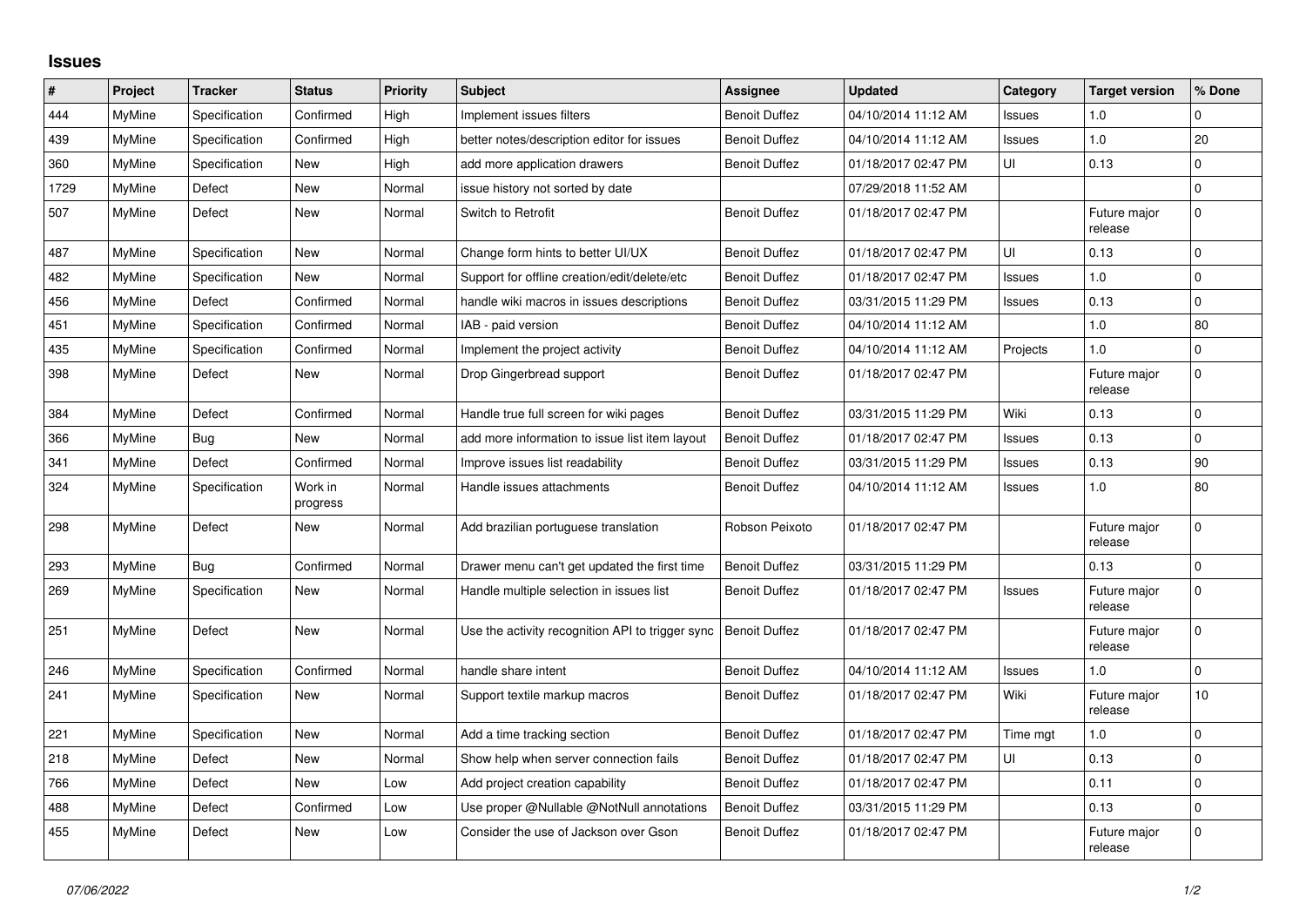## Issues

| # | Project | Tracker | Status | Priority | Subject | Assignee | Updated | Category | Target version | % Done |
|---|---|---|---|---|---|---|---|---|---|---|
| 444 | MyMine | Specification | Confirmed | High | Implement issues filters | Benoit Duffez | 04/10/2014 11:12 AM | Issues | 1.0 | 0 |
| 439 | MyMine | Specification | Confirmed | High | better notes/description editor for issues | Benoit Duffez | 04/10/2014 11:12 AM | Issues | 1.0 | 20 |
| 360 | MyMine | Specification | New | High | add more application drawers | Benoit Duffez | 01/18/2017 02:47 PM | UI | 0.13 | 0 |
| 1729 | MyMine | Defect | New | Normal | issue history not sorted by date | | 07/29/2018 11:52 AM | | | 0 |
| 507 | MyMine | Defect | New | Normal | Switch to Retrofit | Benoit Duffez | 01/18/2017 02:47 PM | | Future major release | 0 |
| 487 | MyMine | Specification | New | Normal | Change form hints to better UI/UX | Benoit Duffez | 01/18/2017 02:47 PM | UI | 0.13 | 0 |
| 482 | MyMine | Specification | New | Normal | Support for offline creation/edit/delete/etc | Benoit Duffez | 01/18/2017 02:47 PM | Issues | 1.0 | 0 |
| 456 | MyMine | Defect | Confirmed | Normal | handle wiki macros in issues descriptions | Benoit Duffez | 03/31/2015 11:29 PM | Issues | 0.13 | 0 |
| 451 | MyMine | Specification | Confirmed | Normal | IAB - paid version | Benoit Duffez | 04/10/2014 11:12 AM | | 1.0 | 80 |
| 435 | MyMine | Specification | Confirmed | Normal | Implement the project activity | Benoit Duffez | 04/10/2014 11:12 AM | Projects | 1.0 | 0 |
| 398 | MyMine | Defect | New | Normal | Drop Gingerbread support | Benoit Duffez | 01/18/2017 02:47 PM | | Future major release | 0 |
| 384 | MyMine | Defect | Confirmed | Normal | Handle true full screen for wiki pages | Benoit Duffez | 03/31/2015 11:29 PM | Wiki | 0.13 | 0 |
| 366 | MyMine | Bug | New | Normal | add more information to issue list item layout | Benoit Duffez | 01/18/2017 02:47 PM | Issues | 0.13 | 0 |
| 341 | MyMine | Defect | Confirmed | Normal | Improve issues list readability | Benoit Duffez | 03/31/2015 11:29 PM | Issues | 0.13 | 90 |
| 324 | MyMine | Specification | Work in progress | Normal | Handle issues attachments | Benoit Duffez | 04/10/2014 11:12 AM | Issues | 1.0 | 80 |
| 298 | MyMine | Defect | New | Normal | Add brazilian portuguese translation | Robson Peixoto | 01/18/2017 02:47 PM | | Future major release | 0 |
| 293 | MyMine | Bug | Confirmed | Normal | Drawer menu can't get updated the first time | Benoit Duffez | 03/31/2015 11:29 PM | | 0.13 | 0 |
| 269 | MyMine | Specification | New | Normal | Handle multiple selection in issues list | Benoit Duffez | 01/18/2017 02:47 PM | Issues | Future major release | 0 |
| 251 | MyMine | Defect | New | Normal | Use the activity recognition API to trigger sync | Benoit Duffez | 01/18/2017 02:47 PM | | Future major release | 0 |
| 246 | MyMine | Specification | Confirmed | Normal | handle share intent | Benoit Duffez | 04/10/2014 11:12 AM | Issues | 1.0 | 0 |
| 241 | MyMine | Specification | New | Normal | Support textile markup macros | Benoit Duffez | 01/18/2017 02:47 PM | Wiki | Future major release | 10 |
| 221 | MyMine | Specification | New | Normal | Add a time tracking section | Benoit Duffez | 01/18/2017 02:47 PM | Time mgt | 1.0 | 0 |
| 218 | MyMine | Defect | New | Normal | Show help when server connection fails | Benoit Duffez | 01/18/2017 02:47 PM | UI | 0.13 | 0 |
| 766 | MyMine | Defect | New | Low | Add project creation capability | Benoit Duffez | 01/18/2017 02:47 PM | | 0.11 | 0 |
| 488 | MyMine | Defect | Confirmed | Low | Use proper @Nullable @NotNull annotations | Benoit Duffez | 03/31/2015 11:29 PM | | 0.13 | 0 |
| 455 | MyMine | Defect | New | Low | Consider the use of Jackson over Gson | Benoit Duffez | 01/18/2017 02:47 PM | | Future major release | 0 |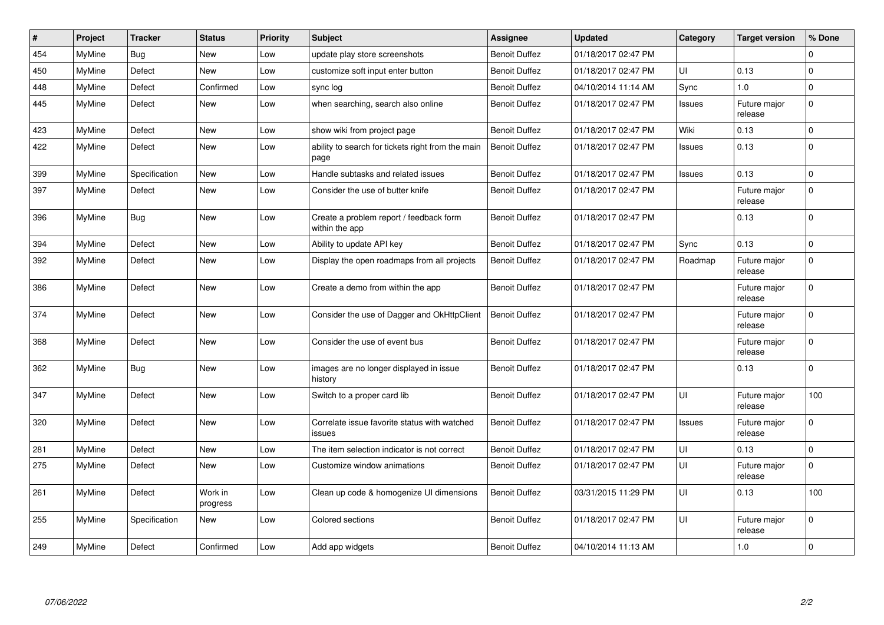| # | Project | Tracker | Status | Priority | Subject | Assignee | Updated | Category | Target version | % Done |
|---|---|---|---|---|---|---|---|---|---|---|
| 454 | MyMine | Bug | New | Low | update play store screenshots | Benoit Duffez | 01/18/2017 02:47 PM | | | 0 |
| 450 | MyMine | Defect | New | Low | customize soft input enter button | Benoit Duffez | 01/18/2017 02:47 PM | UI | 0.13 | 0 |
| 448 | MyMine | Defect | Confirmed | Low | sync log | Benoit Duffez | 04/10/2014 11:14 AM | Sync | 1.0 | 0 |
| 445 | MyMine | Defect | New | Low | when searching, search also online | Benoit Duffez | 01/18/2017 02:47 PM | Issues | Future major release | 0 |
| 423 | MyMine | Defect | New | Low | show wiki from project page | Benoit Duffez | 01/18/2017 02:47 PM | Wiki | 0.13 | 0 |
| 422 | MyMine | Defect | New | Low | ability to search for tickets right from the main page | Benoit Duffez | 01/18/2017 02:47 PM | Issues | 0.13 | 0 |
| 399 | MyMine | Specification | New | Low | Handle subtasks and related issues | Benoit Duffez | 01/18/2017 02:47 PM | Issues | 0.13 | 0 |
| 397 | MyMine | Defect | New | Low | Consider the use of butter knife | Benoit Duffez | 01/18/2017 02:47 PM | | Future major release | 0 |
| 396 | MyMine | Bug | New | Low | Create a problem report / feedback form within the app | Benoit Duffez | 01/18/2017 02:47 PM | | 0.13 | 0 |
| 394 | MyMine | Defect | New | Low | Ability to update API key | Benoit Duffez | 01/18/2017 02:47 PM | Sync | 0.13 | 0 |
| 392 | MyMine | Defect | New | Low | Display the open roadmaps from all projects | Benoit Duffez | 01/18/2017 02:47 PM | Roadmap | Future major release | 0 |
| 386 | MyMine | Defect | New | Low | Create a demo from within the app | Benoit Duffez | 01/18/2017 02:47 PM | | Future major release | 0 |
| 374 | MyMine | Defect | New | Low | Consider the use of Dagger and OkHttpClient | Benoit Duffez | 01/18/2017 02:47 PM | | Future major release | 0 |
| 368 | MyMine | Defect | New | Low | Consider the use of event bus | Benoit Duffez | 01/18/2017 02:47 PM | | Future major release | 0 |
| 362 | MyMine | Bug | New | Low | images are no longer displayed in issue history | Benoit Duffez | 01/18/2017 02:47 PM | | 0.13 | 0 |
| 347 | MyMine | Defect | New | Low | Switch to a proper card lib | Benoit Duffez | 01/18/2017 02:47 PM | UI | Future major release | 100 |
| 320 | MyMine | Defect | New | Low | Correlate issue favorite status with watched issues | Benoit Duffez | 01/18/2017 02:47 PM | Issues | Future major release | 0 |
| 281 | MyMine | Defect | New | Low | The item selection indicator is not correct | Benoit Duffez | 01/18/2017 02:47 PM | UI | 0.13 | 0 |
| 275 | MyMine | Defect | New | Low | Customize window animations | Benoit Duffez | 01/18/2017 02:47 PM | UI | Future major release | 0 |
| 261 | MyMine | Defect | Work in progress | Low | Clean up code & homogenize UI dimensions | Benoit Duffez | 03/31/2015 11:29 PM | UI | 0.13 | 100 |
| 255 | MyMine | Specification | New | Low | Colored sections | Benoit Duffez | 01/18/2017 02:47 PM | UI | Future major release | 0 |
| 249 | MyMine | Defect | Confirmed | Low | Add app widgets | Benoit Duffez | 04/10/2014 11:13 AM | | 1.0 | 0 |

*07/06/2022*